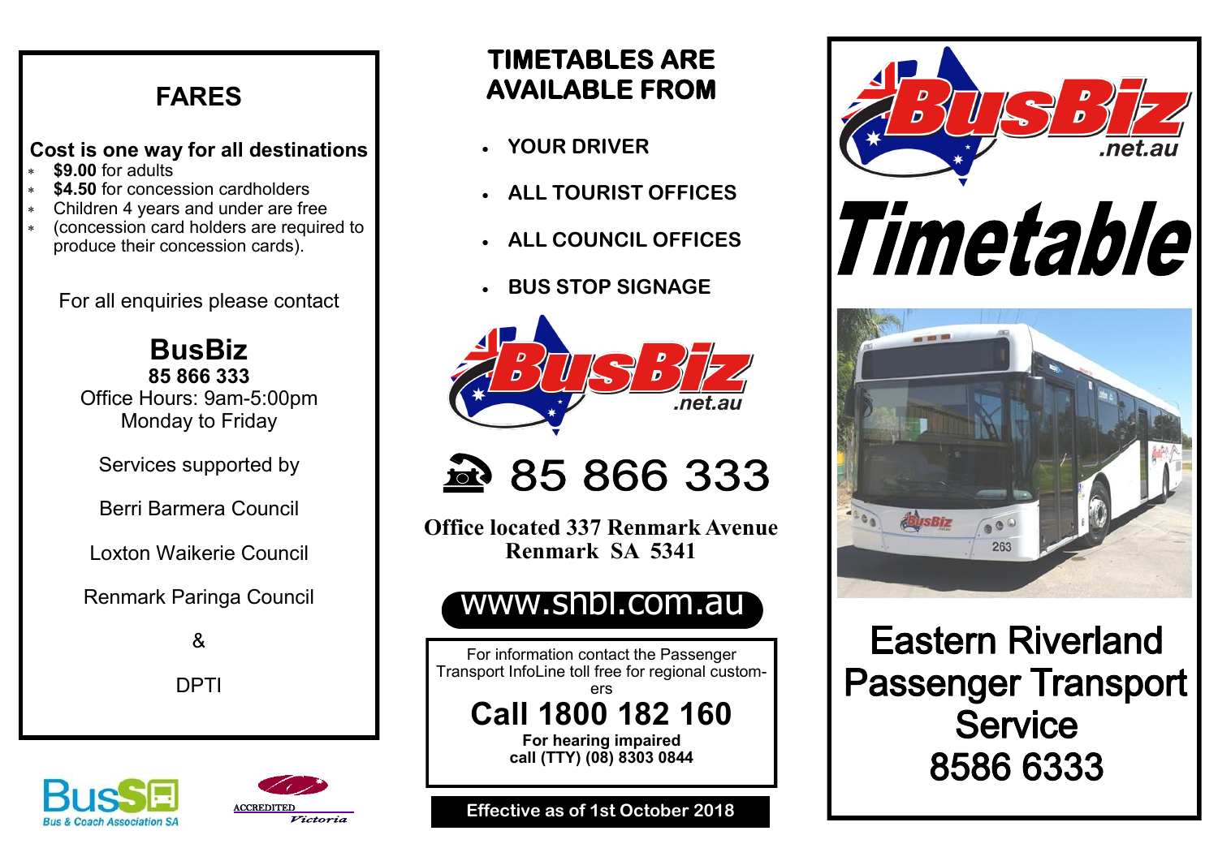## FARES

**Cost is one way for all destinations**

* **$9.00** for adults
* **$4.50** for concession cardholders
* Children 4 years and under are free
* (concession card holders are required to produce their concession cards).

For all enquiries please contact

**BusBiz**
**85 866 333**
Office Hours: 9am-5:00pm
Monday to Friday

Services supported by

Berri Barmera Council

Loxton Waikerie Council

Renmark Paringa Council

&

DPTI

Bus SA
Bus & Coach Association SA

ACCREDITED Victoria

## TIMETABLES ARE AVAILABLE FROM

- **YOUR DRIVER**
- **ALL TOURIST OFFICES**
- **ALL COUNCIL OFFICES**
- **BUS STOP SIGNAGE**

BusBiz .net.au

85 866 333

**Office located 337 Renmark Avenue Renmark SA 5341**

www.shbl.com.au

For information contact the Passenger Transport InfoLine toll free for regional customers

**Call 1800 182 160**

**For hearing impaired call (TTY) (08) 8303 0844**

**Effective as of 1st October 2018**

BusBiz .net.au

# Timetable

# Eastern Riverland Passenger Transport Service 8586 6333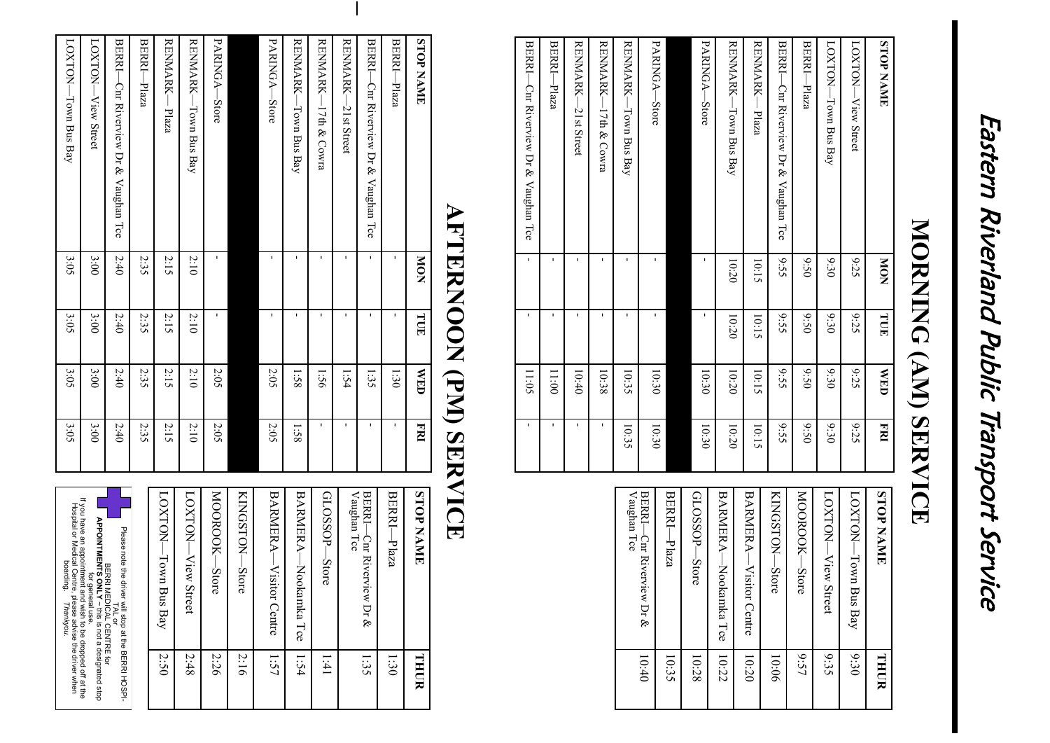# Eastern Riverland Public Transport Service

## MORNING (AM) SERVICE

| STOP NAME | MON | TUE | WED | FRI |
|---|---|---|---|---|
| LOXTON—View Street | 9:25 | 9:25 | 9:25 | 9:25 |
| LOXTON—Town Bus Bay | 9:30 | 9:30 | 9:30 | 9:30 |
| BERRI—Plaza | 9:50 | 9:50 | 9:50 | 9:50 |
| BERRI—Cnr Riverview Dr & Vaughan Tce | 9:55 | 9:55 | 9:55 | 9:55 |
| RENMARK— Plaza | 10:15 | 10:15 | 10:15 | 10:15 |
| RENMARK—Town Bus Bay | 10:20 | 10:20 | 10:20 | 10:20 |
| PARINGA—Store | - | - | 10:30 | 10:30 |
| | | | | |
| PARINGA—Store | - | - | 10:30 | 10:30 |
| RENMARK—Town Bus Bay | - | - | 10:35 | 10:35 |
| RENMARK—17th & Cowra | - | - | 10:38 | - |
| RENMARK—21st Street | - | - | 10:40 | - |
| BERRI—Plaza | - | - | 11:00 | - |
| BERRI—Cnr Riverview Dr & Vaughan Tce | - | - | 11:05 | - |

| STOP NAME | THUR |
|---|---|
| LOXTON—Town Bus Bay | 9:30 |
| LOXTON—View Street | 9:35 |
| MOOROOK—Store | 9:57 |
| KINGSTON—Store | 10:06 |
| BARMERA—Visitor Centre | 10:20 |
| BARMERA—Nookamka Tce | 10:22 |
| GLOSSOP—Store | 10:28 |
| BERRI—Plaza | 10:35 |
| BERRI—Cnr Riverview Dr & Vaughan Tce | 10:40 |

## AFTERNOON (PM) SERVICE

| STOP NAME | MON | TUE | WED | FRI |
|---|---|---|---|---|
| BERRI—Plaza | - | - | 1:30 | - |
| BERRI—Cnr Riverview Dr & Vaughan Tce | - | - | 1:35 | - |
| RENMARK—21st Street | - | - | 1:54 | - |
| RENMARK—17th & Cowra | - | - | 1:56 | - |
| RENMARK—Town Bus Bay | - | - | 1:58 | 1:58 |
| PARINGA—Store | - | - | 2:05 | 2:05 |
| | | | | |
| PARINGA—Store | - | - | 2:05 | 2:05 |
| RENMARK—Town Bus Bay | 2:10 | 2:10 | 2:10 | 2:10 |
| RENMARK— Plaza | 2:15 | 2:15 | 2:15 | 2:15 |
| BERRI—Plaza | 2:35 | 2:35 | 2:35 | 2:35 |
| BERRI—Cnr Riverview Dr & Vaughan Tce | 2:40 | 2:40 | 2:40 | 2:40 |
| LOXTON—View Street | 3:00 | 3:00 | 3:00 | 3:00 |
| LOXTON—Town Bus Bay | 3:05 | 3:05 | 3:05 | 3:05 |

| STOP NAME | THUR |
|---|---|
| BERRI—Plaza | 1:30 |
| BERRI—Cnr Riverview Dr & Vaughan Tce | 1:35 |
| GLOSSOP—Store | 1:41 |
| BARMERA—Nookamka Tce | 1:54 |
| BARMERA—Visitor Centre | 1:57 |
| KINGSTON—Store | 2:16 |
| MOOROOK—Store | 2:26 |
| LOXTON—View Street | 2:48 |
| LOXTON—Town Bus Bay | 2:50 |

Please note the driver will stop at the BERRI HOSPITAL or BERRI MEDICAL CENTRE for **APPOINTMENTS ONLY** - this is not a designated stop for general use.
If you have an appointment and wish to be dropped off at the Hospital or Medical Centre, please advise the driver when boarding. *Thankyou.*